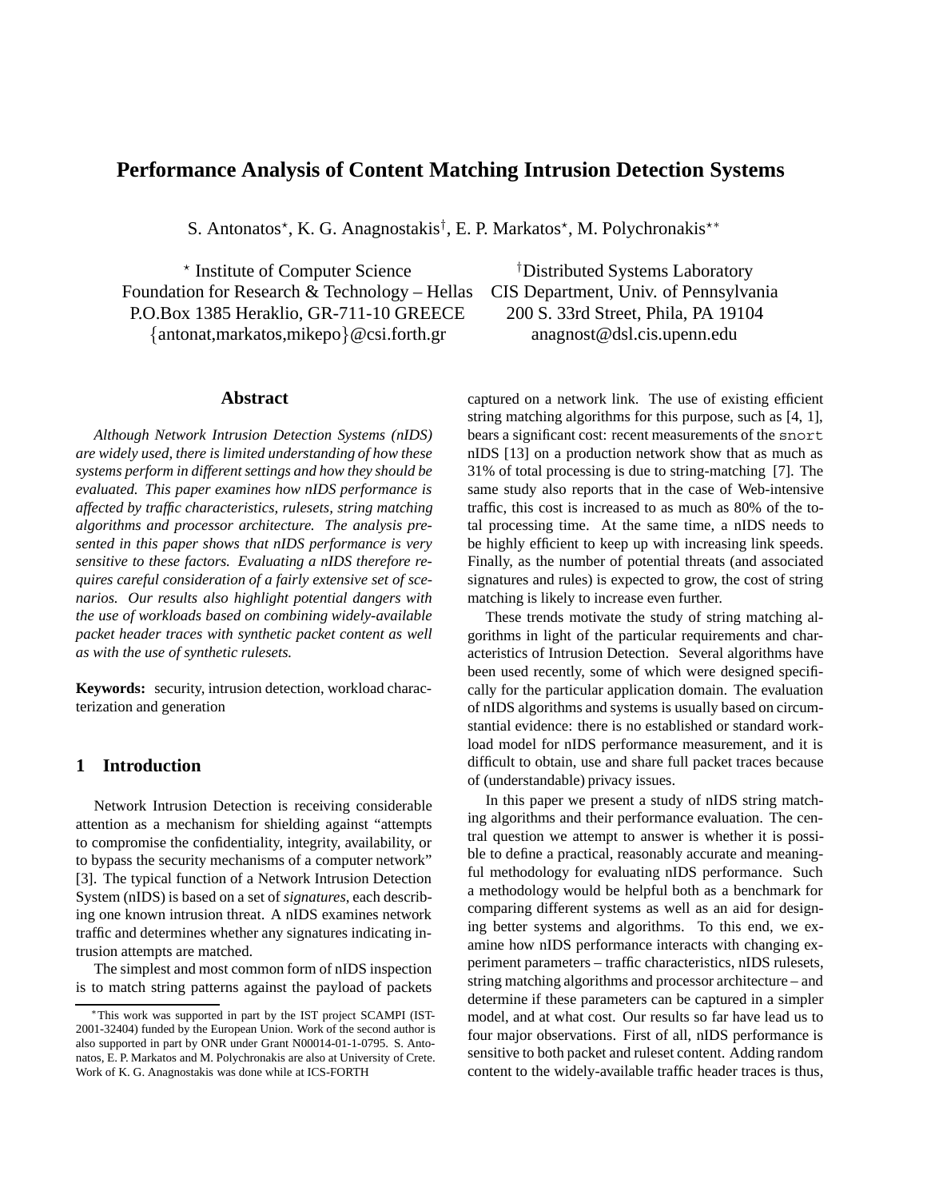# Performance Analysis of Content Matching Intrusion Detection Systems

S. Antonatos[⋆], K. G. Anagnostakis[†], E. P. Markatos[⋆], M. Polychronakis[⋆∗]

[⋆] Institute of Computer Science
Foundation for Research & Technology – Hellas
P.O.Box 1385 Heraklio, GR-711-10 GREECE
{antonat,markatos,mikepo}@csi.forth.gr

[†]Distributed Systems Laboratory
CIS Department, Univ. of Pennsylvania
200 S. 33rd Street, Phila, PA 19104
anagnost@dsl.cis.upenn.edu

## Abstract

*Although Network Intrusion Detection Systems (nIDS) are widely used, there is limited understanding of how these systems perform in different settings and how they should be evaluated. This paper examines how nIDS performance is affected by traffic characteristics, rulesets, string matching algorithms and processor architecture. The analysis presented in this paper shows that nIDS performance is very sensitive to these factors. Evaluating a nIDS therefore requires careful consideration of a fairly extensive set of scenarios. Our results also highlight potential dangers with the use of workloads based on combining widely-available packet header traces with synthetic packet content as well as with the use of synthetic rulesets.*

**Keywords:** security, intrusion detection, workload characterization and generation

## 1 Introduction

Network Intrusion Detection is receiving considerable attention as a mechanism for shielding against "attempts to compromise the confidentiality, integrity, availability, or to bypass the security mechanisms of a computer network" [3]. The typical function of a Network Intrusion Detection System (nIDS) is based on a set of *signatures*, each describing one known intrusion threat. A nIDS examines network traffic and determines whether any signatures indicating intrusion attempts are matched.

The simplest and most common form of nIDS inspection is to match string patterns against the payload of packets captured on a network link. The use of existing efficient string matching algorithms for this purpose, such as [4, 1], bears a significant cost: recent measurements of the `snort` nIDS [13] on a production network show that as much as 31% of total processing is due to string-matching [7]. The same study also reports that in the case of Web-intensive traffic, this cost is increased to as much as 80% of the total processing time. At the same time, a nIDS needs to be highly efficient to keep up with increasing link speeds. Finally, as the number of potential threats (and associated signatures and rules) is expected to grow, the cost of string matching is likely to increase even further.

These trends motivate the study of string matching algorithms in light of the particular requirements and characteristics of Intrusion Detection. Several algorithms have been used recently, some of which were designed specifically for the particular application domain. The evaluation of nIDS algorithms and systems is usually based on circumstantial evidence: there is no established or standard workload model for nIDS performance measurement, and it is difficult to obtain, use and share full packet traces because of (understandable) privacy issues.

In this paper we present a study of nIDS string matching algorithms and their performance evaluation. The central question we attempt to answer is whether it is possible to define a practical, reasonably accurate and meaningful methodology for evaluating nIDS performance. Such a methodology would be helpful both as a benchmark for comparing different systems as well as an aid for designing better systems and algorithms. To this end, we examine how nIDS performance interacts with changing experiment parameters – traffic characteristics, nIDS rulesets, string matching algorithms and processor architecture – and determine if these parameters can be captured in a simpler model, and at what cost. Our results so far have lead us to four major observations. First of all, nIDS performance is sensitive to both packet and ruleset content. Adding random content to the widely-available traffic header traces is thus,

[∗]This work was supported in part by the IST project SCAMPI (IST-2001-32404) funded by the European Union. Work of the second author is also supported in part by ONR under Grant N00014-01-1-0795. S. Antonatos, E. P. Markatos and M. Polychronakis are also at University of Crete. Work of K. G. Anagnostakis was done while at ICS-FORTH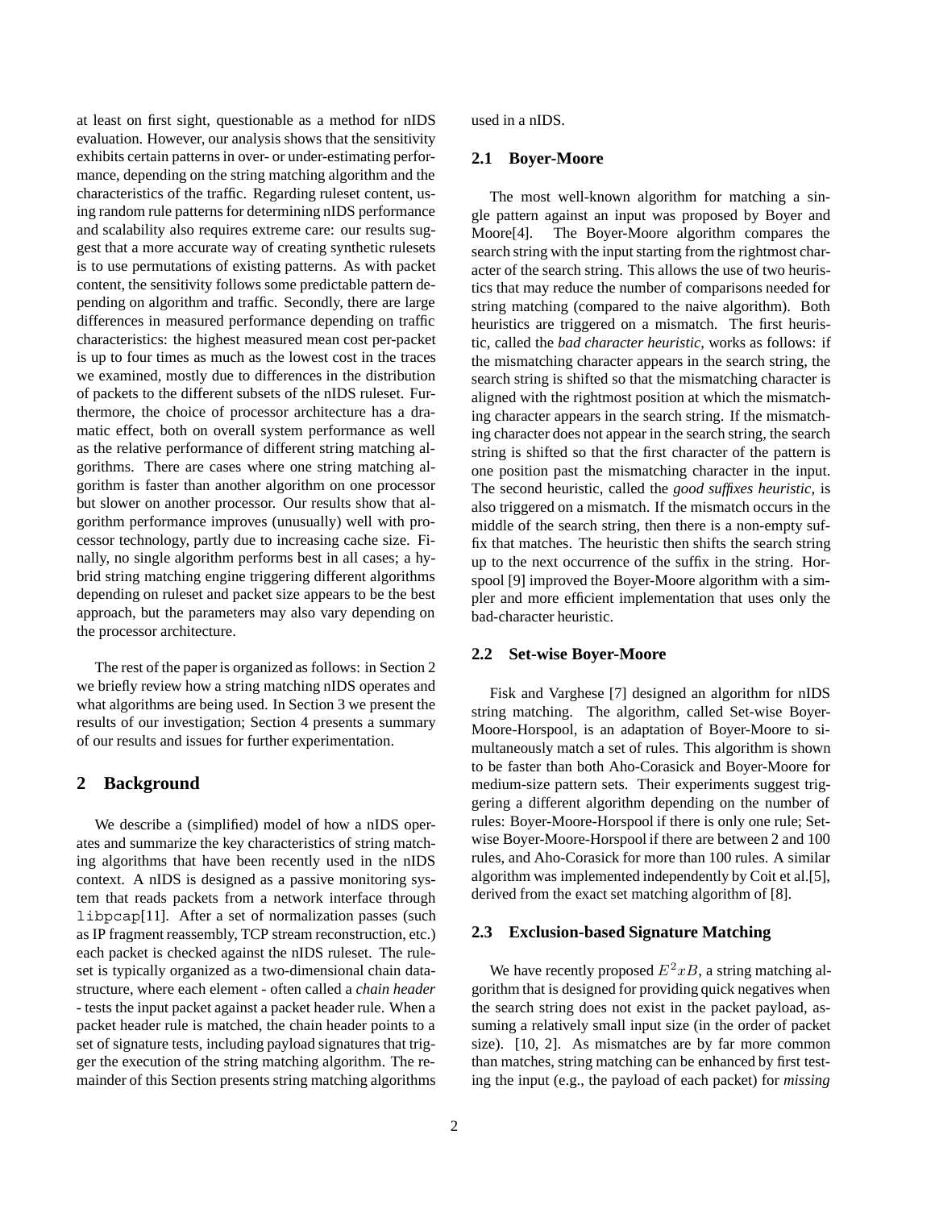at least on first sight, questionable as a method for nIDS evaluation. However, our analysis shows that the sensitivity exhibits certain patterns in over- or under-estimating performance, depending on the string matching algorithm and the characteristics of the traffic. Regarding ruleset content, using random rule patterns for determining nIDS performance and scalability also requires extreme care: our results suggest that a more accurate way of creating synthetic rulesets is to use permutations of existing patterns. As with packet content, the sensitivity follows some predictable pattern depending on algorithm and traffic. Secondly, there are large differences in measured performance depending on traffic characteristics: the highest measured mean cost per-packet is up to four times as much as the lowest cost in the traces we examined, mostly due to differences in the distribution of packets to the different subsets of the nIDS ruleset. Furthermore, the choice of processor architecture has a dramatic effect, both on overall system performance as well as the relative performance of different string matching algorithms. There are cases where one string matching algorithm is faster than another algorithm on one processor but slower on another processor. Our results show that algorithm performance improves (unusually) well with processor technology, partly due to increasing cache size. Finally, no single algorithm performs best in all cases; a hybrid string matching engine triggering different algorithms depending on ruleset and packet size appears to be the best approach, but the parameters may also vary depending on the processor architecture.

The rest of the paper is organized as follows: in Section 2 we briefly review how a string matching nIDS operates and what algorithms are being used. In Section 3 we present the results of our investigation; Section 4 presents a summary of our results and issues for further experimentation.

## 2 Background

We describe a (simplified) model of how a nIDS operates and summarize the key characteristics of string matching algorithms that have been recently used in the nIDS context. A nIDS is designed as a passive monitoring system that reads packets from a network interface through `libpcap`[11]. After a set of normalization passes (such as IP fragment reassembly, TCP stream reconstruction, etc.) each packet is checked against the nIDS ruleset. The ruleset is typically organized as a two-dimensional chain datastructure, where each element - often called a *chain header* - tests the input packet against a packet header rule. When a packet header rule is matched, the chain header points to a set of signature tests, including payload signatures that trigger the execution of the string matching algorithm. The remainder of this Section presents string matching algorithms used in a nIDS.

### 2.1 Boyer-Moore

The most well-known algorithm for matching a single pattern against an input was proposed by Boyer and Moore[4]. The Boyer-Moore algorithm compares the search string with the input starting from the rightmost character of the search string. This allows the use of two heuristics that may reduce the number of comparisons needed for string matching (compared to the naive algorithm). Both heuristics are triggered on a mismatch. The first heuristic, called the *bad character heuristic*, works as follows: if the mismatching character appears in the search string, the search string is shifted so that the mismatching character is aligned with the rightmost position at which the mismatching character appears in the search string. If the mismatching character does not appear in the search string, the search string is shifted so that the first character of the pattern is one position past the mismatching character in the input. The second heuristic, called the *good suffixes heuristic*, is also triggered on a mismatch. If the mismatch occurs in the middle of the search string, then there is a non-empty suffix that matches. The heuristic then shifts the search string up to the next occurrence of the suffix in the string. Horspool [9] improved the Boyer-Moore algorithm with a simpler and more efficient implementation that uses only the bad-character heuristic.

### 2.2 Set-wise Boyer-Moore

Fisk and Varghese [7] designed an algorithm for nIDS string matching. The algorithm, called Set-wise Boyer-Moore-Horspool, is an adaptation of Boyer-Moore to simultaneously match a set of rules. This algorithm is shown to be faster than both Aho-Corasick and Boyer-Moore for medium-size pattern sets. Their experiments suggest triggering a different algorithm depending on the number of rules: Boyer-Moore-Horspool if there is only one rule; Set-wise Boyer-Moore-Horspool if there are between 2 and 100 rules, and Aho-Corasick for more than 100 rules. A similar algorithm was implemented independently by Coit et al.[5], derived from the exact set matching algorithm of [8].

### 2.3 Exclusion-based Signature Matching

We have recently proposed $E^2xB$, a string matching algorithm that is designed for providing quick negatives when the search string does not exist in the packet payload, assuming a relatively small input size (in the order of packet size). [10, 2]. As mismatches are by far more common than matches, string matching can be enhanced by first testing the input (e.g., the payload of each packet) for *missing*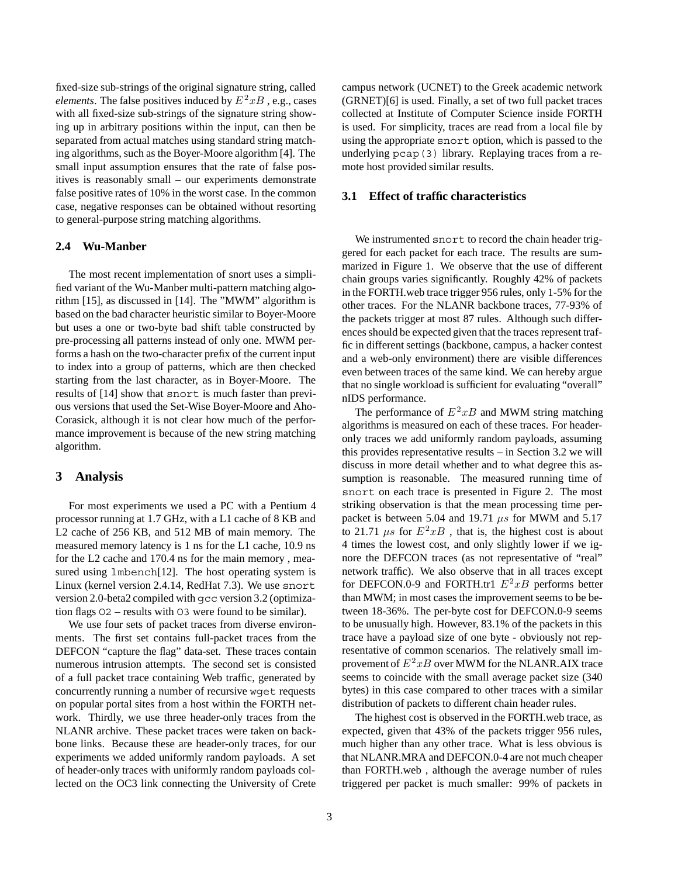fixed-size sub-strings of the original signature string, called *elements*. The false positives induced by $E^2xB$ , e.g., cases with all fixed-size sub-strings of the signature string showing up in arbitrary positions within the input, can then be separated from actual matches using standard string matching algorithms, such as the Boyer-Moore algorithm [4]. The small input assumption ensures that the rate of false positives is reasonably small – our experiments demonstrate false positive rates of 10% in the worst case. In the common case, negative responses can be obtained without resorting to general-purpose string matching algorithms.

### 2.4 Wu-Manber

The most recent implementation of snort uses a simplified variant of the Wu-Manber multi-pattern matching algorithm [15], as discussed in [14]. The "MWM" algorithm is based on the bad character heuristic similar to Boyer-Moore but uses a one or two-byte bad shift table constructed by pre-processing all patterns instead of only one. MWM performs a hash on the two-character prefix of the current input to index into a group of patterns, which are then checked starting from the last character, as in Boyer-Moore. The results of [14] show that `snort` is much faster than previous versions that used the Set-Wise Boyer-Moore and Aho-Corasick, although it is not clear how much of the performance improvement is because of the new string matching algorithm.

## 3 Analysis

For most experiments we used a PC with a Pentium 4 processor running at 1.7 GHz, with a L1 cache of 8 KB and L2 cache of 256 KB, and 512 MB of main memory. The measured memory latency is 1 ns for the L1 cache, 10.9 ns for the L2 cache and 170.4 ns for the main memory , measured using `lmbench`[12]. The host operating system is Linux (kernel version 2.4.14, RedHat 7.3). We use `snort` version 2.0-beta2 compiled with `gcc` version 3.2 (optimization flags `O2` – results with `O3` were found to be similar).

We use four sets of packet traces from diverse environments. The first set contains full-packet traces from the DEFCON "capture the flag" data-set. These traces contain numerous intrusion attempts. The second set is consisted of a full packet trace containing Web traffic, generated by concurrently running a number of recursive `wget` requests on popular portal sites from a host within the FORTH network. Thirdly, we use three header-only traces from the NLANR archive. These packet traces were taken on backbone links. Because these are header-only traces, for our experiments we added uniformly random payloads. A set of header-only traces with uniformly random payloads collected on the OC3 link connecting the University of Crete campus network (UCNET) to the Greek academic network (GRNET)[6] is used. Finally, a set of two full packet traces collected at Institute of Computer Science inside FORTH is used. For simplicity, traces are read from a local file by using the appropriate `snort` option, which is passed to the underlying `pcap(3)` library. Replaying traces from a remote host provided similar results.

### 3.1 Effect of traffic characteristics

We instrumented `snort` to record the chain header triggered for each packet for each trace. The results are summarized in Figure 1. We observe that the use of different chain groups varies significantly. Roughly 42% of packets in the FORTH.web trace trigger 956 rules, only 1-5% for the other traces. For the NLANR backbone traces, 77-93% of the packets trigger at most 87 rules. Although such differences should be expected given that the traces represent traffic in different settings (backbone, campus, a hacker contest and a web-only environment) there are visible differences even between traces of the same kind. We can hereby argue that no single workload is sufficient for evaluating "overall" nIDS performance.

The performance of $E^2xB$ and MWM string matching algorithms is measured on each of these traces. For header-only traces we add uniformly random payloads, assuming this provides representative results – in Section 3.2 we will discuss in more detail whether and to what degree this assumption is reasonable. The measured running time of `snort` on each trace is presented in Figure 2. The most striking observation is that the mean processing time per-packet is between 5.04 and 19.71 $\mu s$ for MWM and 5.17 to 21.71 $\mu s$ for $E^2xB$ , that is, the highest cost is about 4 times the lowest cost, and only slightly lower if we ignore the DEFCON traces (as not representative of "real" network traffic). We also observe that in all traces except for DEFCON.0-9 and FORTH.tr1 $E^2xB$ performs better than MWM; in most cases the improvement seems to be between 18-36%. The per-byte cost for DEFCON.0-9 seems to be unusually high. However, 83.1% of the packets in this trace have a payload size of one byte - obviously not representative of common scenarios. The relatively small improvement of $E^2xB$ over MWM for the NLANR.AIX trace seems to coincide with the small average packet size (340 bytes) in this case compared to other traces with a similar distribution of packets to different chain header rules.

The highest cost is observed in the FORTH.web trace, as expected, given that 43% of the packets trigger 956 rules, much higher than any other trace. What is less obvious is that NLANR.MRA and DEFCON.0-4 are not much cheaper than FORTH.web , although the average number of rules triggered per packet is much smaller: 99% of packets in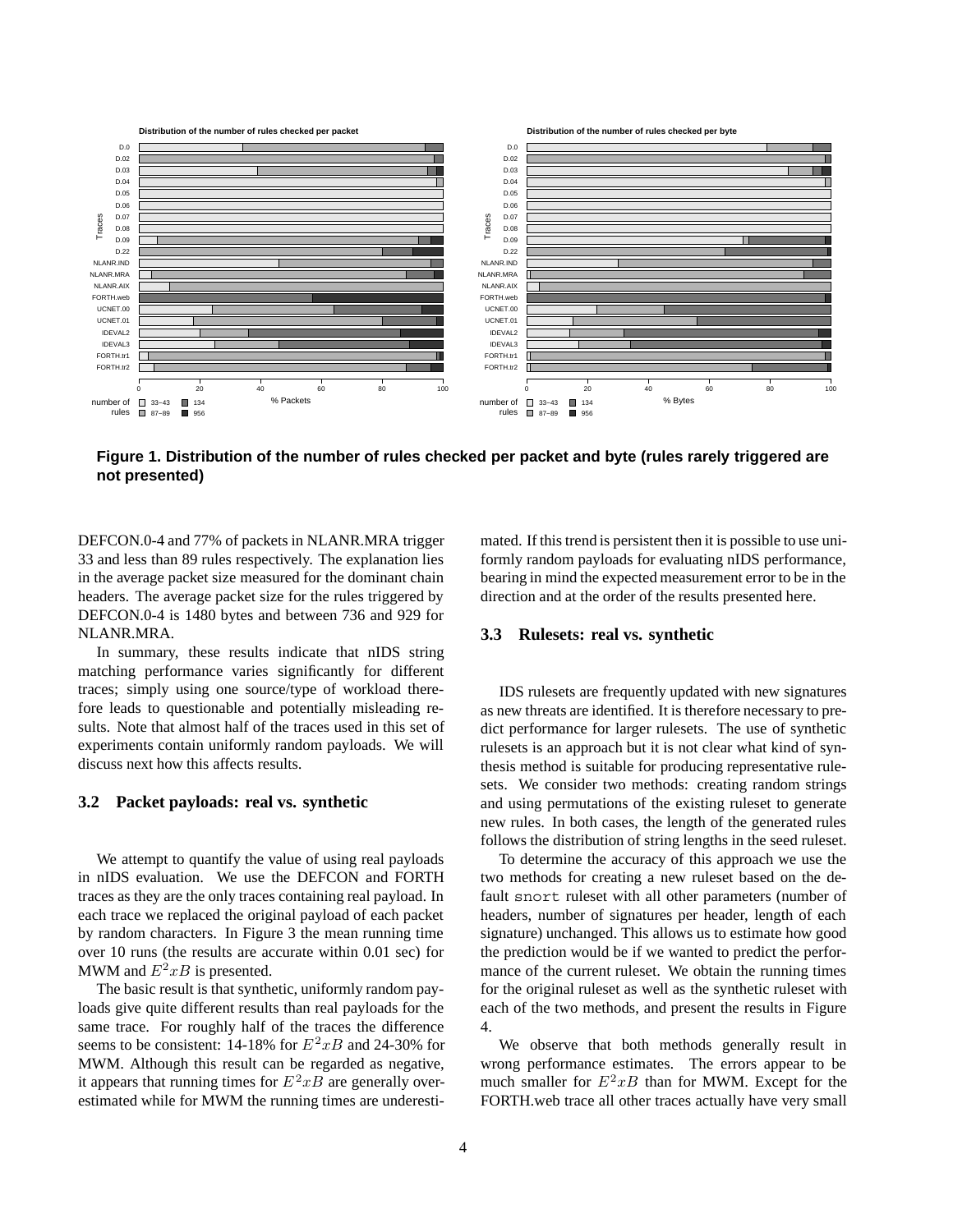**Figure 1. Distribution of the number of rules checked per packet and byte (rules rarely triggered are not presented)**

DEFCON.0-4 and 77% of packets in NLANR.MRA trigger 33 and less than 89 rules respectively. The explanation lies in the average packet size measured for the dominant chain headers. The average packet size for the rules triggered by DEFCON.0-4 is 1480 bytes and between 736 and 929 for NLANR.MRA.

In summary, these results indicate that nIDS string matching performance varies significantly for different traces; simply using one source/type of workload therefore leads to questionable and potentially misleading results. Note that almost half of the traces used in this set of experiments contain uniformly random payloads. We will discuss next how this affects results.

### 3.2 Packet payloads: real vs. synthetic

We attempt to quantify the value of using real payloads in nIDS evaluation. We use the DEFCON and FORTH traces as they are the only traces containing real payload. In each trace we replaced the original payload of each packet by random characters. In Figure 3 the mean running time over 10 runs (the results are accurate within 0.01 sec) for MWM and $E^2xB$ is presented.

The basic result is that synthetic, uniformly random payloads give quite different results than real payloads for the same trace. For roughly half of the traces the difference seems to be consistent: 14-18% for $E^2xB$ and 24-30% for MWM. Although this result can be regarded as negative, it appears that running times for $E^2xB$ are generally overestimated while for MWM the running times are underestimated. If this trend is persistent then it is possible to use uniformly random payloads for evaluating nIDS performance, bearing in mind the expected measurement error to be in the direction and at the order of the results presented here.

### 3.3 Rulesets: real vs. synthetic

IDS rulesets are frequently updated with new signatures as new threats are identified. It is therefore necessary to predict performance for larger rulesets. The use of synthetic rulesets is an approach but it is not clear what kind of synthesis method is suitable for producing representative rulesets. We consider two methods: creating random strings and using permutations of the existing ruleset to generate new rules. In both cases, the length of the generated rules follows the distribution of string lengths in the seed ruleset.

To determine the accuracy of this approach we use the two methods for creating a new ruleset based on the default `snort` ruleset with all other parameters (number of headers, number of signatures per header, length of each signature) unchanged. This allows us to estimate how good the prediction would be if we wanted to predict the performance of the current ruleset. We obtain the running times for the original ruleset as well as the synthetic ruleset with each of the two methods, and present the results in Figure 4.

We observe that both methods generally result in wrong performance estimates. The errors appear to be much smaller for $E^2xB$ than for MWM. Except for the FORTH.web trace all other traces actually have very small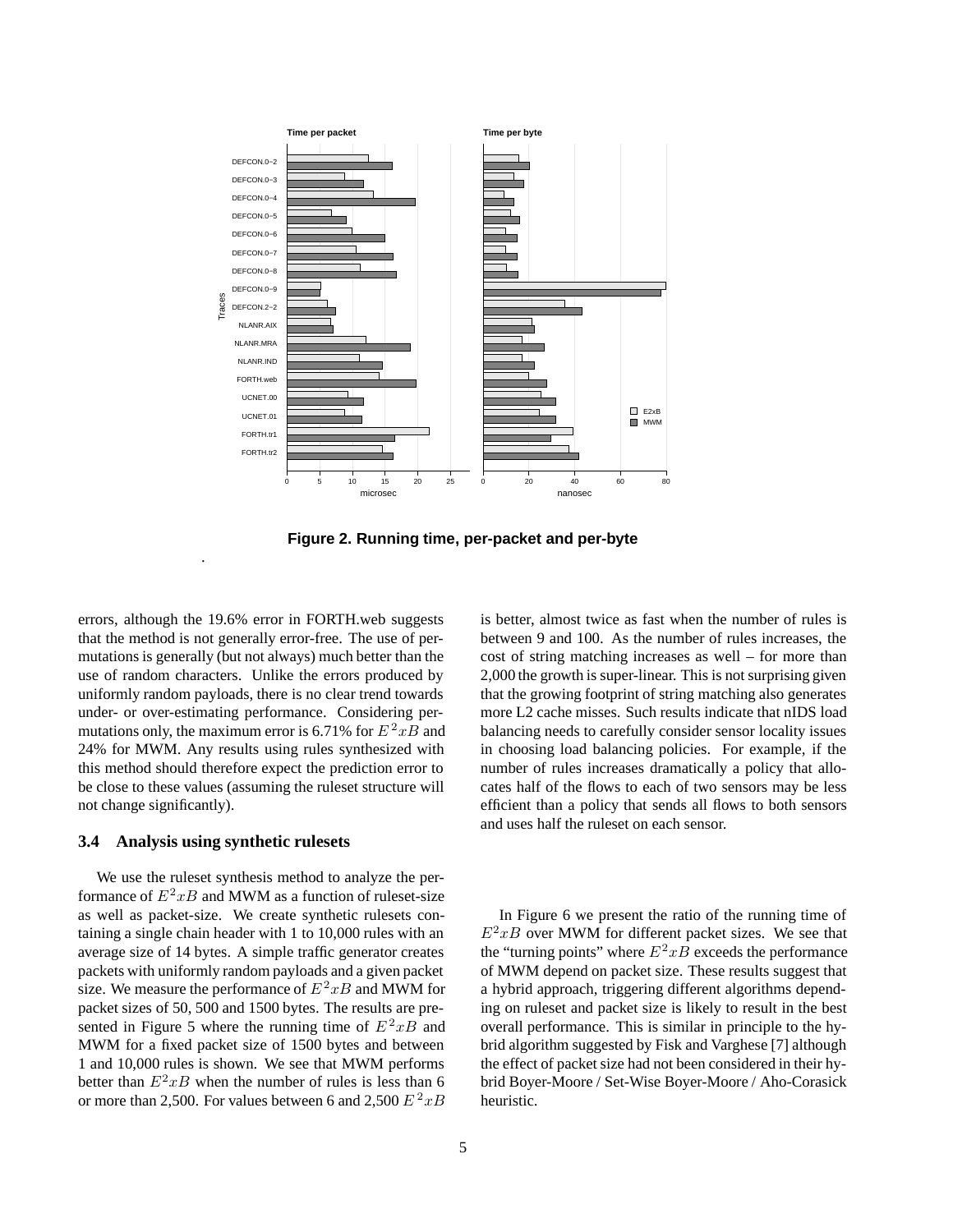**Figure 2. Running time, per-packet and per-byte**

errors, although the 19.6% error in FORTH.web suggests that the method is not generally error-free. The use of permutations is generally (but not always) much better than the use of random characters. Unlike the errors produced by uniformly random payloads, there is no clear trend towards under- or over-estimating performance. Considering permutations only, the maximum error is 6.71% for $E^2xB$ and 24% for MWM. Any results using rules synthesized with this method should therefore expect the prediction error to be close to these values (assuming the ruleset structure will not change significantly).

### 3.4 Analysis using synthetic rulesets

We use the ruleset synthesis method to analyze the performance of $E^2xB$ and MWM as a function of ruleset-size as well as packet-size. We create synthetic rulesets containing a single chain header with 1 to 10,000 rules with an average size of 14 bytes. A simple traffic generator creates packets with uniformly random payloads and a given packet size. We measure the performance of $E^2xB$ and MWM for packet sizes of 50, 500 and 1500 bytes. The results are presented in Figure 5 where the running time of $E^2xB$ and MWM for a fixed packet size of 1500 bytes and between 1 and 10,000 rules is shown. We see that MWM performs better than $E^2xB$ when the number of rules is less than 6 or more than 2,500. For values between 6 and 2,500 $E^2xB$ is better, almost twice as fast when the number of rules is between 9 and 100. As the number of rules increases, the cost of string matching increases as well – for more than 2,000 the growth is super-linear. This is not surprising given that the growing footprint of string matching also generates more L2 cache misses. Such results indicate that nIDS load balancing needs to carefully consider sensor locality issues in choosing load balancing policies. For example, if the number of rules increases dramatically a policy that allocates half of the flows to each of two sensors may be less efficient than a policy that sends all flows to both sensors and uses half the ruleset on each sensor.

In Figure 6 we present the ratio of the running time of $E^2xB$ over MWM for different packet sizes. We see that the "turning points" where $E^2xB$ exceeds the performance of MWM depend on packet size. These results suggest that a hybrid approach, triggering different algorithms depending on ruleset and packet size is likely to result in the best overall performance. This is similar in principle to the hybrid algorithm suggested by Fisk and Varghese [7] although the effect of packet size had not been considered in their hybrid Boyer-Moore / Set-Wise Boyer-Moore / Aho-Corasick heuristic.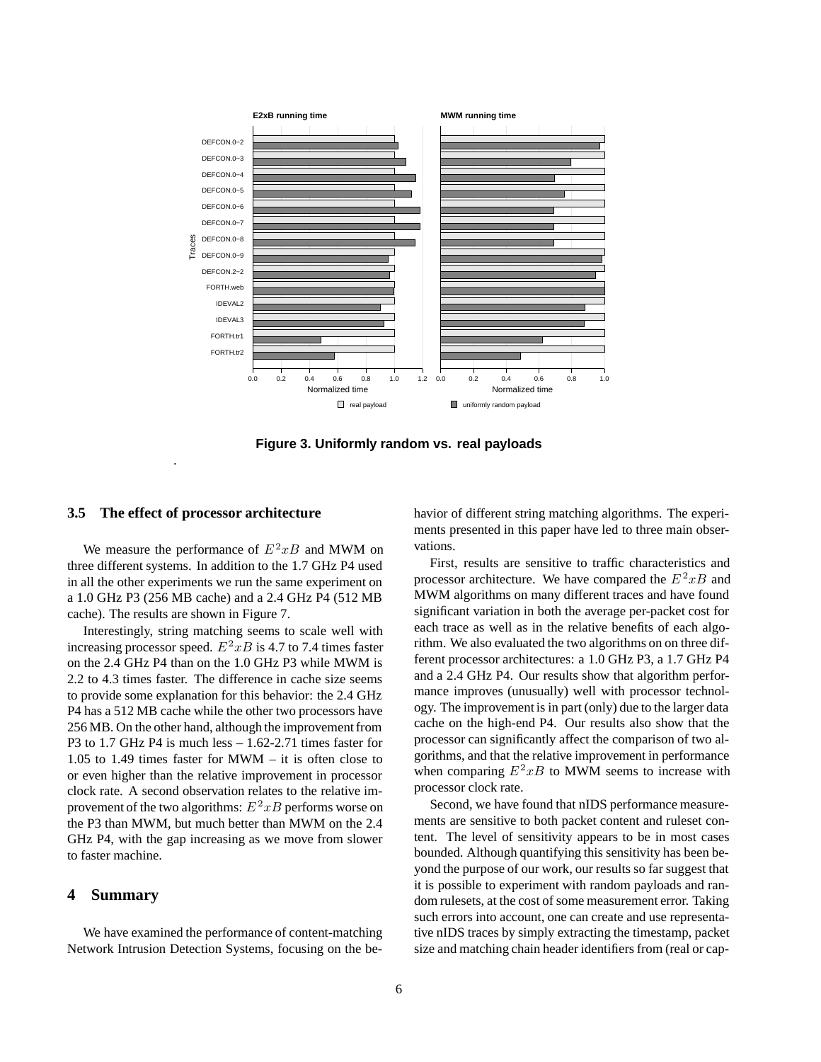**Figure 3. Uniformly random vs. real payloads**

### 3.5 The effect of processor architecture

We measure the performance of $E^2xB$ and MWM on three different systems. In addition to the 1.7 GHz P4 used in all the other experiments we run the same experiment on a 1.0 GHz P3 (256 MB cache) and a 2.4 GHz P4 (512 MB cache). The results are shown in Figure 7.

Interestingly, string matching seems to scale well with increasing processor speed. $E^2xB$ is 4.7 to 7.4 times faster on the 2.4 GHz P4 than on the 1.0 GHz P3 while MWM is 2.2 to 4.3 times faster. The difference in cache size seems to provide some explanation for this behavior: the 2.4 GHz P4 has a 512 MB cache while the other two processors have 256 MB. On the other hand, although the improvement from P3 to 1.7 GHz P4 is much less – 1.62-2.71 times faster for 1.05 to 1.49 times faster for MWM – it is often close to or even higher than the relative improvement in processor clock rate. A second observation relates to the relative improvement of the two algorithms: $E^2xB$ performs worse on the P3 than MWM, but much better than MWM on the 2.4 GHz P4, with the gap increasing as we move from slower to faster machine.

## 4 Summary

We have examined the performance of content-matching Network Intrusion Detection Systems, focusing on the behavior of different string matching algorithms. The experiments presented in this paper have led to three main observations.

First, results are sensitive to traffic characteristics and processor architecture. We have compared the $E^2xB$ and MWM algorithms on many different traces and have found significant variation in both the average per-packet cost for each trace as well as in the relative benefits of each algorithm. We also evaluated the two algorithms on three different processor architectures: a 1.0 GHz P3, a 1.7 GHz P4 and a 2.4 GHz P4. Our results show that algorithm performance improves (unusually) well with processor technology. The improvement is in part (only) due to the larger data cache on the high-end P4. Our results also show that the processor can significantly affect the comparison of two algorithms, and that the relative improvement in performance when comparing $E^2xB$ to MWM seems to increase with processor clock rate.

Second, we have found that nIDS performance measurements are sensitive to both packet content and ruleset content. The level of sensitivity appears to be in most cases bounded. Although quantifying this sensitivity has been beyond the purpose of our work, our results so far suggest that it is possible to experiment with random payloads and random rulesets, at the cost of some measurement error. Taking such errors into account, one can create and use representative nIDS traces by simply extracting the timestamp, packet size and matching chain header identifiers from (real or cap-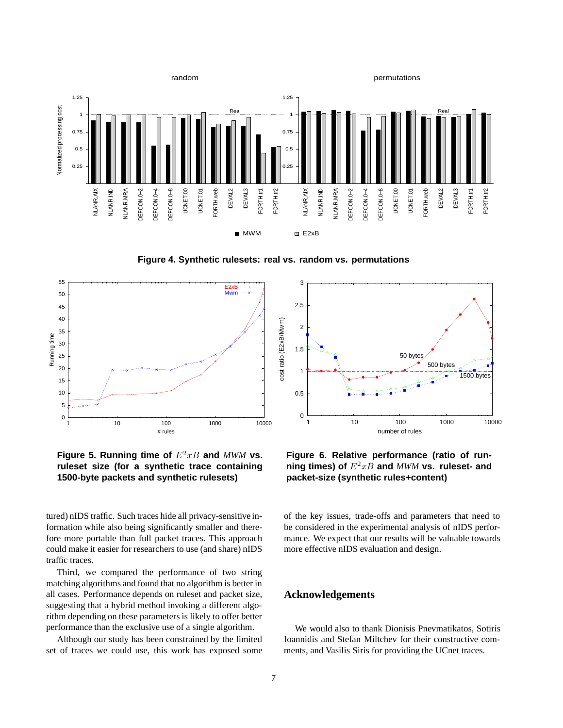**Figure 4. Synthetic rulesets: real vs. random vs. permutations**

**Figure 5. Running time of $E^2xB$ and *MWM* vs. ruleset size (for a synthetic trace containing 1500-byte packets and synthetic rulesets)**

**Figure 6. Relative performance (ratio of running times) of $E^2xB$ and *MWM* vs. ruleset- and packet-size (synthetic rules+content)**

tured) nIDS traffic. Such traces hide all privacy-sensitive information while also being significantly smaller and therefore more portable than full packet traces. This approach could make it easier for researchers to use (and share) nIDS traffic traces.

Third, we compared the performance of two string matching algorithms and found that no algorithm is better in all cases. Performance depends on ruleset and packet size, suggesting that a hybrid method invoking a different algorithm depending on these parameters is likely to offer better performance than the exclusive use of a single algorithm.

Although our study has been constrained by the limited set of traces we could use, this work has exposed some of the key issues, trade-offs and parameters that need to be considered in the experimental analysis of nIDS performance. We expect that our results will be valuable towards more effective nIDS evaluation and design.

## Acknowledgements

We would also to thank Dionisis Pnevmatikatos, Sotiris Ioannidis and Stefan Miltchev for their constructive comments, and Vasilis Siris for providing the UCnet traces.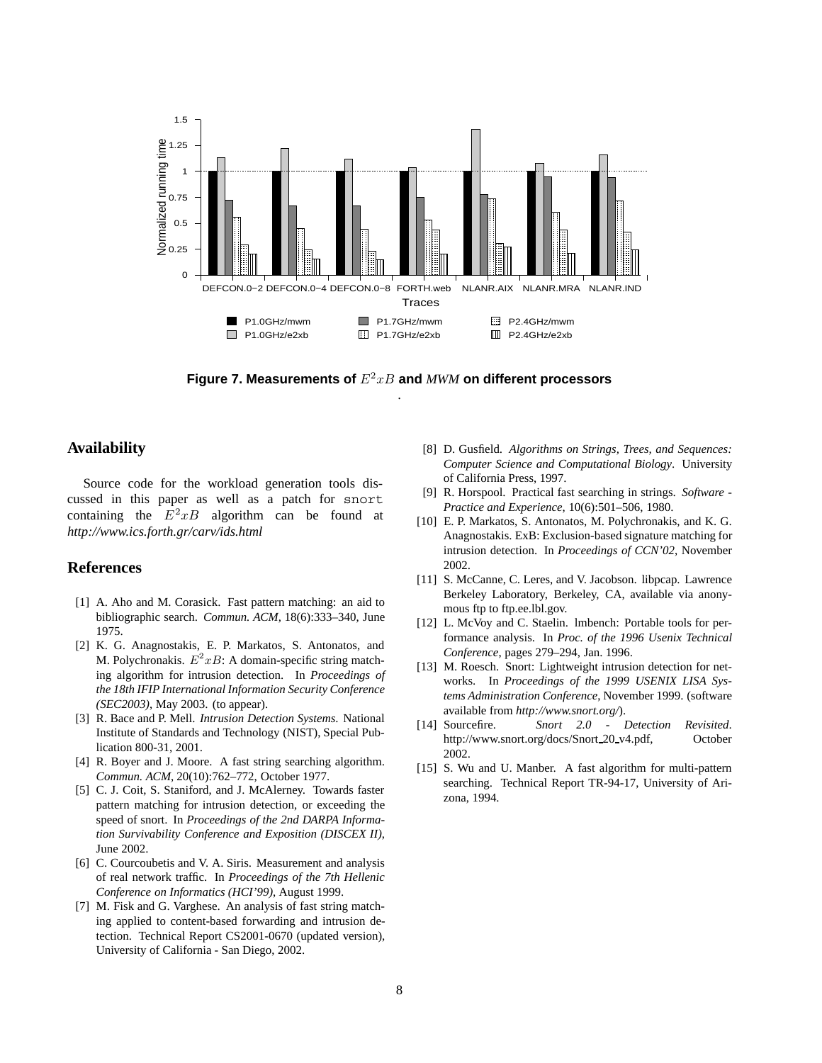1.5
1.25
1
0.75
0.5
0.25
0

Normalized running time

DEFCON.0−2 DEFCON.0−4 DEFCON.0−8 FORTH.web NLANR.AIX NLANR.MRA NLANR.IND

Traces

P1.0GHz/mwm
P1.0GHz/e2xb
P1.7GHz/mwm
P1.7GHz/e2xb
P2.4GHz/mwm
P2.4GHz/e2xb

**Figure 7. Measurements of $E^2xB$ and *MWM* on different processors**

.

## Availability

Source code for the workload generation tools discussed in this paper as well as a patch for snort containing the $E^2xB$ algorithm can be found at *http://www.ics.forth.gr/carv/ids.html*

## References

[1] A. Aho and M. Corasick. Fast pattern matching: an aid to bibliographic search. *Commun. ACM*, 18(6):333–340, June 1975.

[2] K. G. Anagnostakis, E. P. Markatos, S. Antonatos, and M. Polychronakis. $E^2xB$: A domain-specific string matching algorithm for intrusion detection. In *Proceedings of the 18th IFIP International Information Security Conference (SEC2003)*, May 2003. (to appear).

[3] R. Bace and P. Mell. *Intrusion Detection Systems*. National Institute of Standards and Technology (NIST), Special Publication 800-31, 2001.

[4] R. Boyer and J. Moore. A fast string searching algorithm. *Commun. ACM*, 20(10):762–772, October 1977.

[5] C. J. Coit, S. Staniford, and J. McAlerney. Towards faster pattern matching for intrusion detection, or exceeding the speed of snort. In *Proceedings of the 2nd DARPA Information Survivability Conference and Exposition (DISCEX II)*, June 2002.

[6] C. Courcoubetis and V. A. Siris. Measurement and analysis of real network traffic. In *Proceedings of the 7th Hellenic Conference on Informatics (HCI'99)*, August 1999.

[7] M. Fisk and G. Varghese. An analysis of fast string matching applied to content-based forwarding and intrusion detection. Technical Report CS2001-0670 (updated version), University of California - San Diego, 2002.

[8] D. Gusfield. *Algorithms on Strings, Trees, and Sequences: Computer Science and Computational Biology*. University of California Press, 1997.

[9] R. Horspool. Practical fast searching in strings. *Software - Practice and Experience*, 10(6):501–506, 1980.

[10] E. P. Markatos, S. Antonatos, M. Polychronakis, and K. G. Anagnostakis. ExB: Exclusion-based signature matching for intrusion detection. In *Proceedings of CCN'02*, November 2002.

[11] S. McCanne, C. Leres, and V. Jacobson. libpcap. Lawrence Berkeley Laboratory, Berkeley, CA, available via anonymous ftp to ftp.ee.lbl.gov.

[12] L. McVoy and C. Staelin. lmbench: Portable tools for performance analysis. In *Proc. of the 1996 Usenix Technical Conference*, pages 279–294, Jan. 1996.

[13] M. Roesch. Snort: Lightweight intrusion detection for networks. In *Proceedings of the 1999 USENIX LISA Systems Administration Conference*, November 1999. (software available from *http://www.snort.org/*).

[14] Sourcefire. *Snort 2.0 - Detection Revisited*. http://www.snort.org/docs/Snort_20_v4.pdf, October 2002.

[15] S. Wu and U. Manber. A fast algorithm for multi-pattern searching. Technical Report TR-94-17, University of Arizona, 1994.